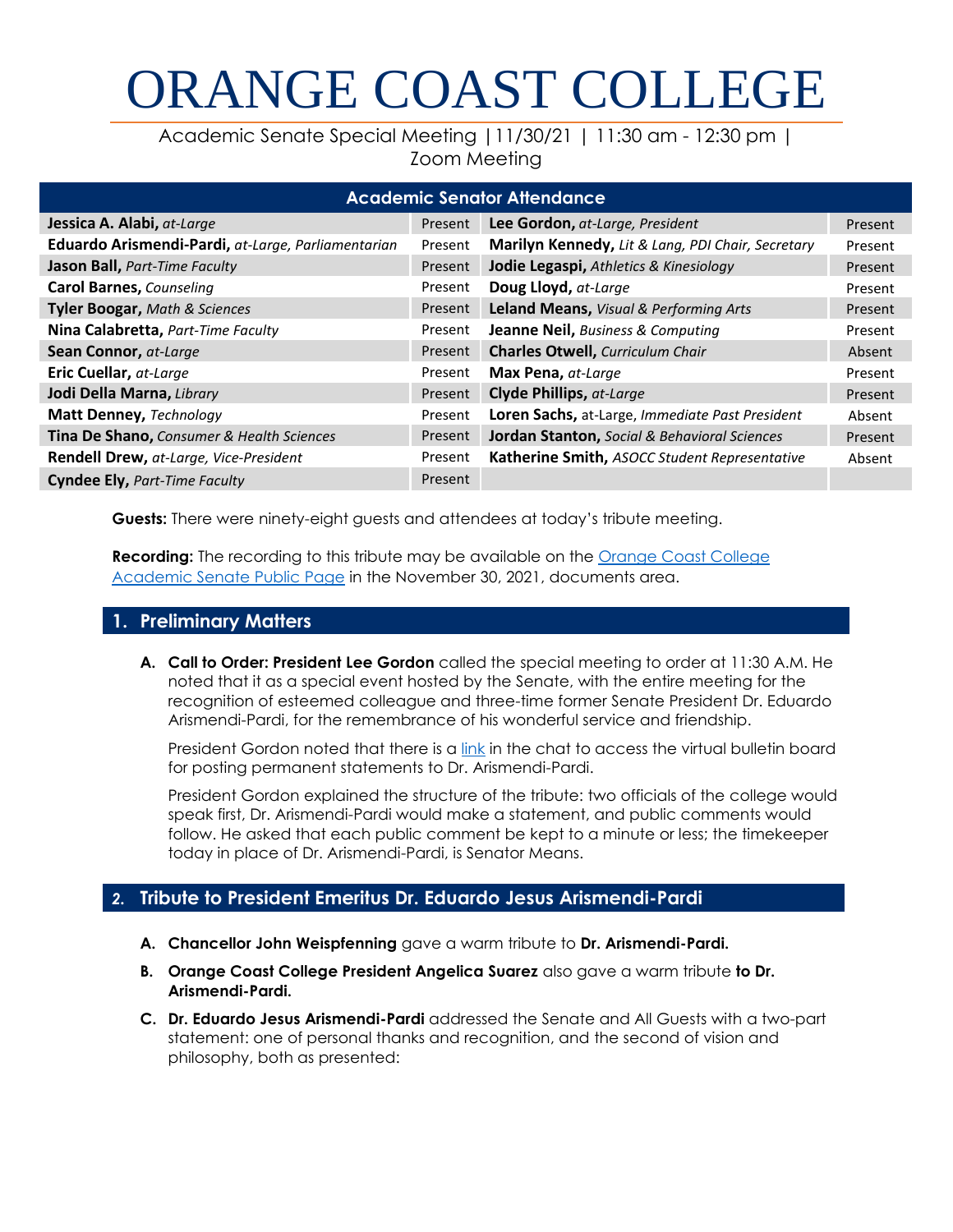# ORANGE COAST COLLEGE

Academic Senate Special Meeting |11/30/21 | 11:30 am - 12:30 pm | Zoom Meeting

| Academic Senator Attendance | | | |
|---|---|---|---|
| **Jessica A. Alabi,** *at-Large* | Present | **Lee Gordon,** *at-Large, President* | Present |
| **Eduardo Arismendi-Pardi,** *at-Large, Parliamentarian* | Present | **Marilyn Kennedy,** *Lit & Lang, PDI Chair, Secretary* | Present |
| **Jason Ball,** *Part-Time Faculty* | Present | **Jodie Legaspi,** *Athletics & Kinesiology* | Present |
| **Carol Barnes,** *Counseling* | Present | **Doug Lloyd,** *at-Large* | Present |
| **Tyler Boogar,** *Math & Sciences* | Present | **Leland Means,** *Visual & Performing Arts* | Present |
| **Nina Calabretta,** *Part-Time Faculty* | Present | **Jeanne Neil,** *Business & Computing* | Present |
| **Sean Connor,** *at-Large* | Present | **Charles Otwell,** *Curriculum Chair* | Absent |
| **Eric Cuellar,** *at-Large* | Present | **Max Pena,** *at-Large* | Present |
| **Jodi Della Marna,** *Library* | Present | **Clyde Phillips,** *at-Large* | Present |
| **Matt Denney,** *Technology* | Present | **Loren Sachs,** at-Large, *Immediate Past President* | Absent |
| **Tina De Shano,** *Consumer & Health Sciences* | Present | **Jordan Stanton,** *Social & Behavioral Sciences* | Present |
| **Rendell Drew,** *at-Large, Vice-President* | Present | **Katherine Smith,** *ASOCC Student Representative* | Absent |
| **Cyndee Ely,** *Part-Time Faculty* | Present | | |

**Guests:** There were ninety-eight guests and attendees at today's tribute meeting.

**Recording:** The recording to this tribute may be available on the Orange Coast College Academic Senate Public Page in the November 30, 2021, documents area.

## 1. Preliminary Matters

**A. Call to Order: President Lee Gordon** called the special meeting to order at 11:30 A.M. He noted that it as a special event hosted by the Senate, with the entire meeting for the recognition of esteemed colleague and three-time former Senate President Dr. Eduardo Arismendi-Pardi, for the remembrance of his wonderful service and friendship.

President Gordon noted that there is a link in the chat to access the virtual bulletin board for posting permanent statements to Dr. Arismendi-Pardi.

President Gordon explained the structure of the tribute: two officials of the college would speak first, Dr. Arismendi-Pardi would make a statement, and public comments would follow. He asked that each public comment be kept to a minute or less; the timekeeper today in place of Dr. Arismendi-Pardi, is Senator Means.

## 2. Tribute to President Emeritus Dr. Eduardo Jesus Arismendi-Pardi

**A. Chancellor John Weispfenning** gave a warm tribute to **Dr. Arismendi-Pardi.**

**B. Orange Coast College President Angelica Suarez** also gave a warm tribute **to Dr. Arismendi-Pardi.**

**C. Dr. Eduardo Jesus Arismendi-Pardi** addressed the Senate and All Guests with a two-part statement: one of personal thanks and recognition, and the second of vision and philosophy, both as presented: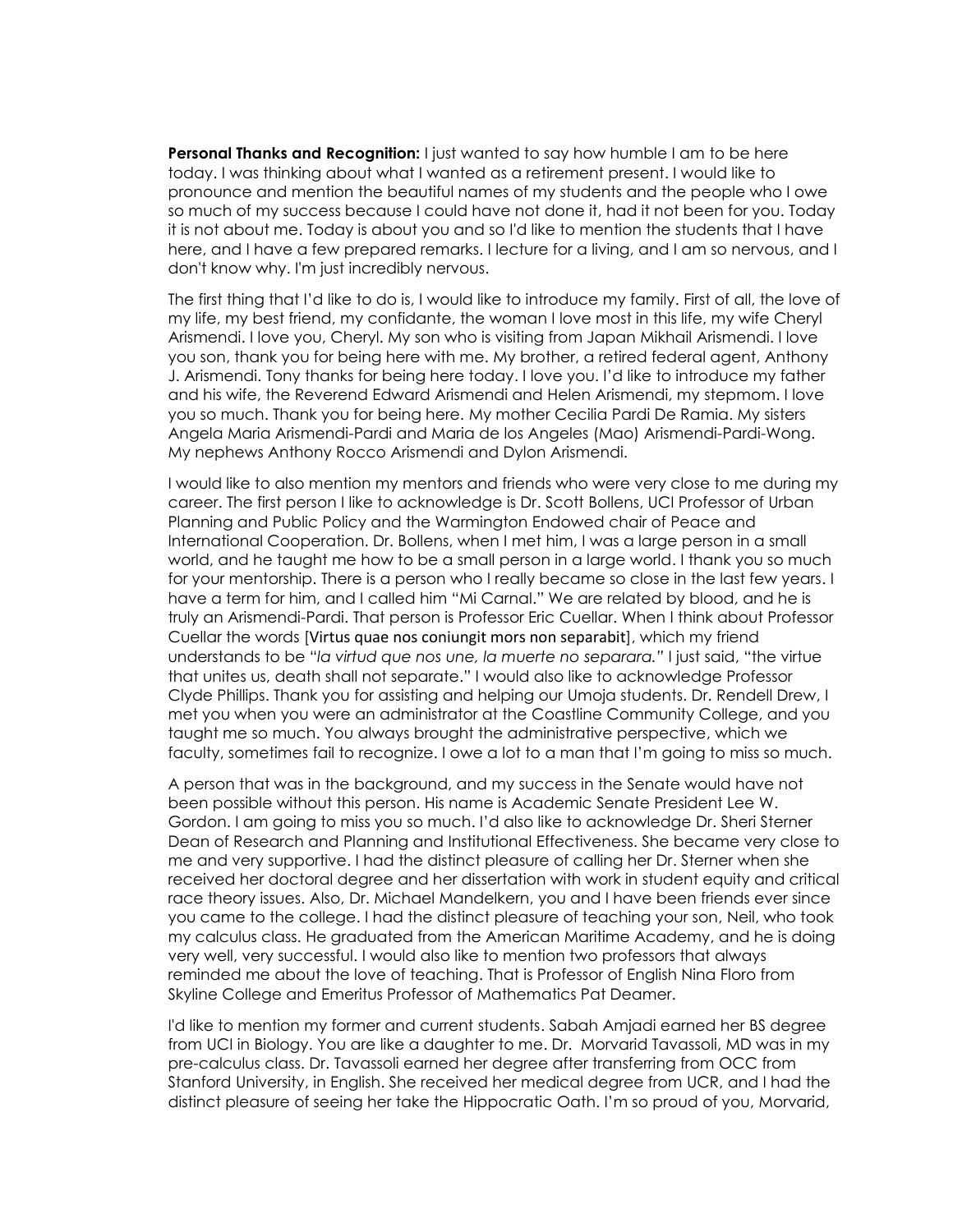**Personal Thanks and Recognition:** I just wanted to say how humble I am to be here today. I was thinking about what I wanted as a retirement present. I would like to pronounce and mention the beautiful names of my students and the people who I owe so much of my success because I could have not done it, had it not been for you. Today it is not about me. Today is about you and so I'd like to mention the students that I have here, and I have a few prepared remarks. I lecture for a living, and I am so nervous, and I don't know why. I'm just incredibly nervous.

The first thing that I'd like to do is, I would like to introduce my family. First of all, the love of my life, my best friend, my confidante, the woman I love most in this life, my wife Cheryl Arismendi. I love you, Cheryl. My son who is visiting from Japan Mikhail Arismendi. I love you son, thank you for being here with me. My brother, a retired federal agent, Anthony J. Arismendi. Tony thanks for being here today. I love you. I'd like to introduce my father and his wife, the Reverend Edward Arismendi and Helen Arismendi, my stepmom. I love you so much. Thank you for being here. My mother Cecilia Pardi De Ramia. My sisters Angela Maria Arismendi-Pardi and Maria de los Angeles (Mao) Arismendi-Pardi-Wong. My nephews Anthony Rocco Arismendi and Dylon Arismendi.

I would like to also mention my mentors and friends who were very close to me during my career. The first person I like to acknowledge is Dr. Scott Bollens, UCI Professor of Urban Planning and Public Policy and the Warmington Endowed chair of Peace and International Cooperation. Dr. Bollens, when I met him, I was a large person in a small world, and he taught me how to be a small person in a large world. I thank you so much for your mentorship. There is a person who I really became so close in the last few years. I have a term for him, and I called him "Mi Carnal." We are related by blood, and he is truly an Arismendi-Pardi. That person is Professor Eric Cuellar. When I think about Professor Cuellar the words [Virtus quae nos coniungit mors non separabit], which my friend understands to be "*la virtud que nos une, la muerte no separara."* I just said, "the virtue that unites us, death shall not separate." I would also like to acknowledge Professor Clyde Phillips. Thank you for assisting and helping our Umoja students. Dr. Rendell Drew, I met you when you were an administrator at the Coastline Community College, and you taught me so much. You always brought the administrative perspective, which we faculty, sometimes fail to recognize. I owe a lot to a man that I'm going to miss so much.

A person that was in the background, and my success in the Senate would have not been possible without this person. His name is Academic Senate President Lee W. Gordon. I am going to miss you so much. I'd also like to acknowledge Dr. Sheri Sterner Dean of Research and Planning and Institutional Effectiveness. She became very close to me and very supportive. I had the distinct pleasure of calling her Dr. Sterner when she received her doctoral degree and her dissertation with work in student equity and critical race theory issues. Also, Dr. Michael Mandelkern, you and I have been friends ever since you came to the college. I had the distinct pleasure of teaching your son, Neil, who took my calculus class. He graduated from the American Maritime Academy, and he is doing very well, very successful. I would also like to mention two professors that always reminded me about the love of teaching. That is Professor of English Nina Floro from Skyline College and Emeritus Professor of Mathematics Pat Deamer.

I'd like to mention my former and current students. Sabah Amjadi earned her BS degree from UCI in Biology. You are like a daughter to me. Dr. Morvarid Tavassoli, MD was in my pre-calculus class. Dr. Tavassoli earned her degree after transferring from OCC from Stanford University, in English. She received her medical degree from UCR, and I had the distinct pleasure of seeing her take the Hippocratic Oath. I'm so proud of you, Morvarid,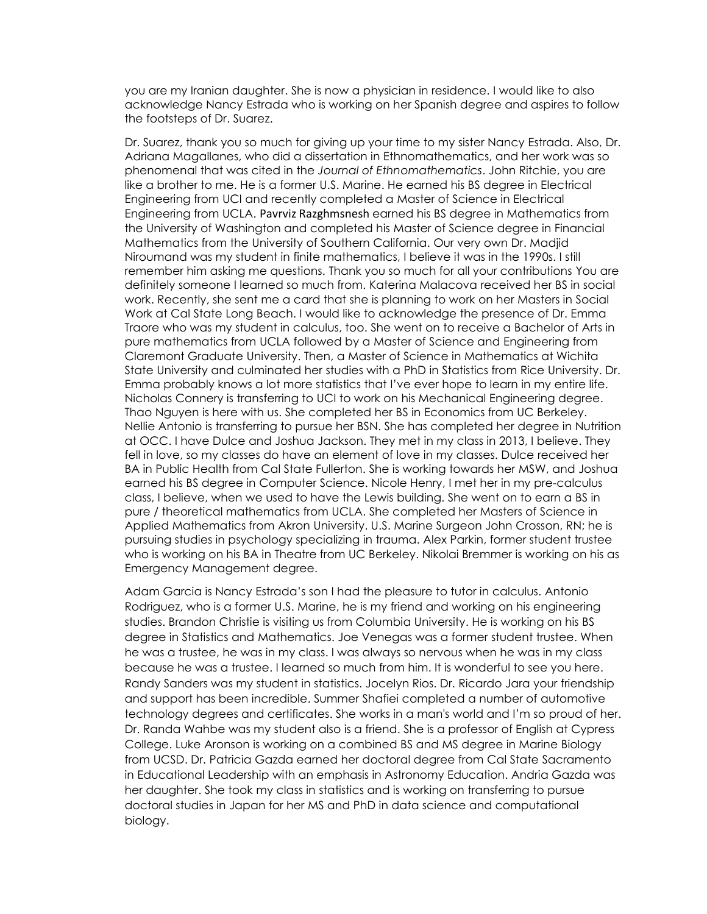you are my Iranian daughter. She is now a physician in residence. I would like to also acknowledge Nancy Estrada who is working on her Spanish degree and aspires to follow the footsteps of Dr. Suarez.

Dr. Suarez, thank you so much for giving up your time to my sister Nancy Estrada. Also, Dr. Adriana Magallanes, who did a dissertation in Ethnomathematics, and her work was so phenomenal that was cited in the *Journal of Ethnomathematics*. John Ritchie, you are like a brother to me. He is a former U.S. Marine. He earned his BS degree in Electrical Engineering from UCI and recently completed a Master of Science in Electrical Engineering from UCLA. Pavrviz Razghmsnesh earned his BS degree in Mathematics from the University of Washington and completed his Master of Science degree in Financial Mathematics from the University of Southern California. Our very own Dr. Madjid Niroumand was my student in finite mathematics, I believe it was in the 1990s. I still remember him asking me questions. Thank you so much for all your contributions You are definitely someone I learned so much from. Katerina Malacova received her BS in social work. Recently, she sent me a card that she is planning to work on her Masters in Social Work at Cal State Long Beach. I would like to acknowledge the presence of Dr. Emma Traore who was my student in calculus, too. She went on to receive a Bachelor of Arts in pure mathematics from UCLA followed by a Master of Science and Engineering from Claremont Graduate University. Then, a Master of Science in Mathematics at Wichita State University and culminated her studies with a PhD in Statistics from Rice University. Dr. Emma probably knows a lot more statistics that I've ever hope to learn in my entire life. Nicholas Connery is transferring to UCI to work on his Mechanical Engineering degree. Thao Nguyen is here with us. She completed her BS in Economics from UC Berkeley. Nellie Antonio is transferring to pursue her BSN. She has completed her degree in Nutrition at OCC. I have Dulce and Joshua Jackson. They met in my class in 2013, I believe. They fell in love, so my classes do have an element of love in my classes. Dulce received her BA in Public Health from Cal State Fullerton. She is working towards her MSW, and Joshua earned his BS degree in Computer Science. Nicole Henry, I met her in my pre-calculus class, I believe, when we used to have the Lewis building. She went on to earn a BS in pure / theoretical mathematics from UCLA. She completed her Masters of Science in Applied Mathematics from Akron University. U.S. Marine Surgeon John Crosson, RN; he is pursuing studies in psychology specializing in trauma. Alex Parkin, former student trustee who is working on his BA in Theatre from UC Berkeley. Nikolai Bremmer is working on his as Emergency Management degree.

Adam Garcia is Nancy Estrada's son I had the pleasure to tutor in calculus. Antonio Rodriguez, who is a former U.S. Marine, he is my friend and working on his engineering studies. Brandon Christie is visiting us from Columbia University. He is working on his BS degree in Statistics and Mathematics. Joe Venegas was a former student trustee. When he was a trustee, he was in my class. I was always so nervous when he was in my class because he was a trustee. I learned so much from him. It is wonderful to see you here. Randy Sanders was my student in statistics. Jocelyn Rios. Dr. Ricardo Jara your friendship and support has been incredible. Summer Shafiei completed a number of automotive technology degrees and certificates. She works in a man's world and I'm so proud of her. Dr. Randa Wahbe was my student also is a friend. She is a professor of English at Cypress College. Luke Aronson is working on a combined BS and MS degree in Marine Biology from UCSD. Dr. Patricia Gazda earned her doctoral degree from Cal State Sacramento in Educational Leadership with an emphasis in Astronomy Education. Andria Gazda was her daughter. She took my class in statistics and is working on transferring to pursue doctoral studies in Japan for her MS and PhD in data science and computational biology.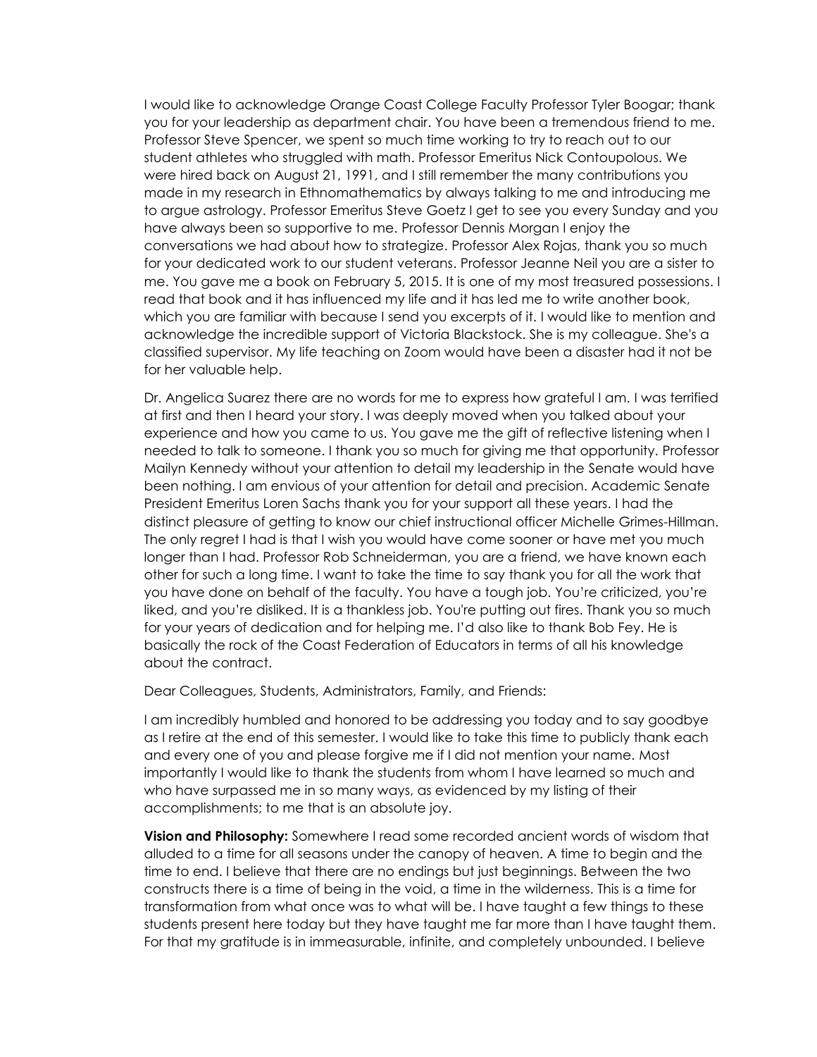I would like to acknowledge Orange Coast College Faculty Professor Tyler Boogar; thank you for your leadership as department chair. You have been a tremendous friend to me. Professor Steve Spencer, we spent so much time working to try to reach out to our student athletes who struggled with math. Professor Emeritus Nick Contoupolous. We were hired back on August 21, 1991, and I still remember the many contributions you made in my research in Ethnomathematics by always talking to me and introducing me to argue astrology. Professor Emeritus Steve Goetz I get to see you every Sunday and you have always been so supportive to me. Professor Dennis Morgan I enjoy the conversations we had about how to strategize. Professor Alex Rojas, thank you so much for your dedicated work to our student veterans. Professor Jeanne Neil you are a sister to me. You gave me a book on February 5, 2015. It is one of my most treasured possessions. I read that book and it has influenced my life and it has led me to write another book, which you are familiar with because I send you excerpts of it. I would like to mention and acknowledge the incredible support of Victoria Blackstock. She is my colleague. She's a classified supervisor. My life teaching on Zoom would have been a disaster had it not be for her valuable help.

Dr. Angelica Suarez there are no words for me to express how grateful I am. I was terrified at first and then I heard your story. I was deeply moved when you talked about your experience and how you came to us. You gave me the gift of reflective listening when I needed to talk to someone. I thank you so much for giving me that opportunity. Professor Mailyn Kennedy without your attention to detail my leadership in the Senate would have been nothing. I am envious of your attention for detail and precision. Academic Senate President Emeritus Loren Sachs thank you for your support all these years. I had the distinct pleasure of getting to know our chief instructional officer Michelle Grimes-Hillman. The only regret I had is that I wish you would have come sooner or have met you much longer than I had. Professor Rob Schneiderman, you are a friend, we have known each other for such a long time. I want to take the time to say thank you for all the work that you have done on behalf of the faculty. You have a tough job. You're criticized, you're liked, and you're disliked. It is a thankless job. You're putting out fires. Thank you so much for your years of dedication and for helping me. I'd also like to thank Bob Fey. He is basically the rock of the Coast Federation of Educators in terms of all his knowledge about the contract.

Dear Colleagues, Students, Administrators, Family, and Friends:

I am incredibly humbled and honored to be addressing you today and to say goodbye as I retire at the end of this semester. I would like to take this time to publicly thank each and every one of you and please forgive me if I did not mention your name. Most importantly I would like to thank the students from whom I have learned so much and who have surpassed me in so many ways, as evidenced by my listing of their accomplishments; to me that is an absolute joy.

**Vision and Philosophy:** Somewhere I read some recorded ancient words of wisdom that alluded to a time for all seasons under the canopy of heaven. A time to begin and the time to end. I believe that there are no endings but just beginnings. Between the two constructs there is a time of being in the void, a time in the wilderness. This is a time for transformation from what once was to what will be. I have taught a few things to these students present here today but they have taught me far more than I have taught them. For that my gratitude is in immeasurable, infinite, and completely unbounded. I believe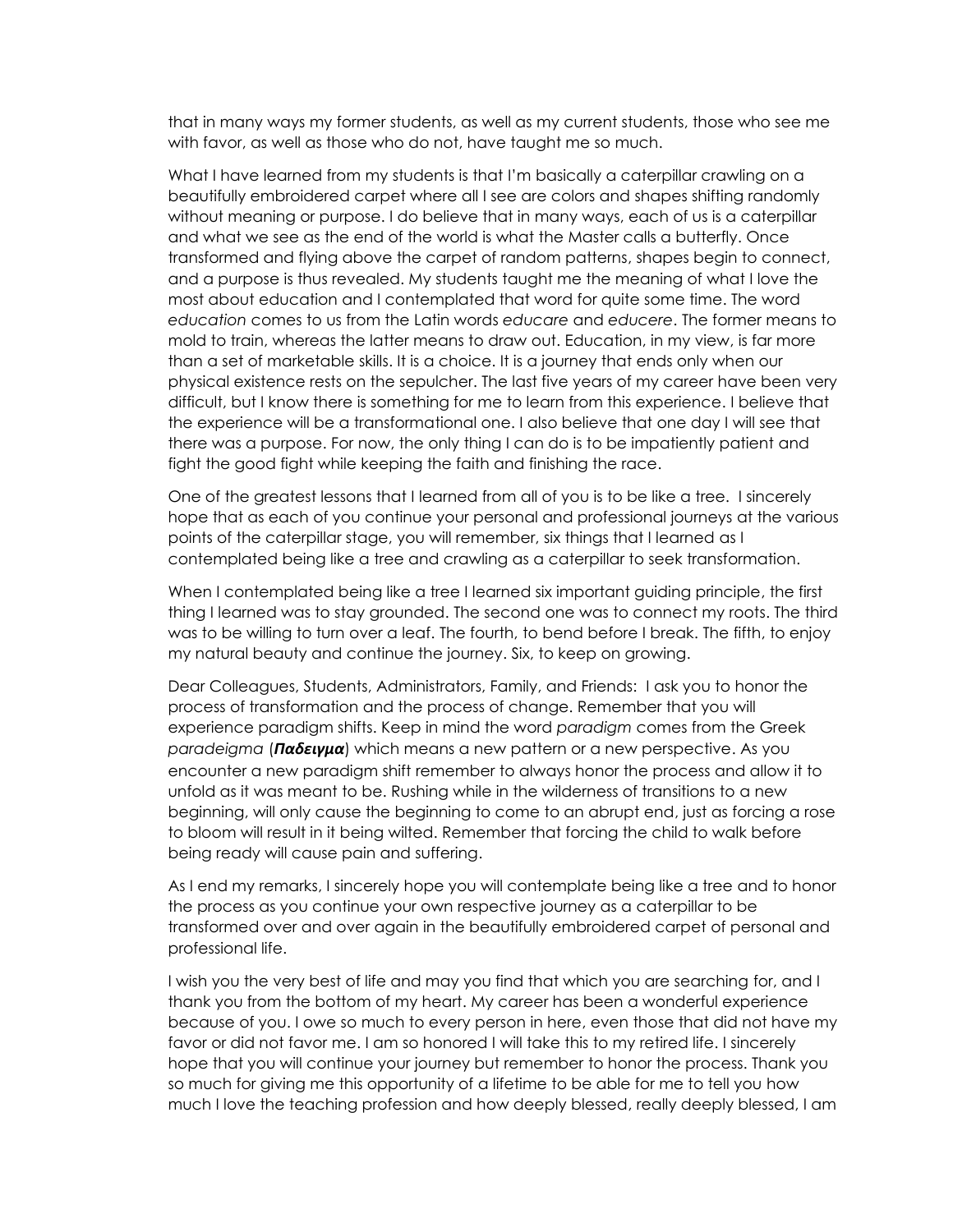that in many ways my former students, as well as my current students, those who see me with favor, as well as those who do not, have taught me so much.

What I have learned from my students is that I'm basically a caterpillar crawling on a beautifully embroidered carpet where all I see are colors and shapes shifting randomly without meaning or purpose. I do believe that in many ways, each of us is a caterpillar and what we see as the end of the world is what the Master calls a butterfly. Once transformed and flying above the carpet of random patterns, shapes begin to connect, and a purpose is thus revealed. My students taught me the meaning of what I love the most about education and I contemplated that word for quite some time. The word *education* comes to us from the Latin words *educare* and *educere*. The former means to mold to train, whereas the latter means to draw out. Education, in my view, is far more than a set of marketable skills. It is a choice. It is a journey that ends only when our physical existence rests on the sepulcher. The last five years of my career have been very difficult, but I know there is something for me to learn from this experience. I believe that the experience will be a transformational one. I also believe that one day I will see that there was a purpose. For now, the only thing I can do is to be impatiently patient and fight the good fight while keeping the faith and finishing the race.

One of the greatest lessons that I learned from all of you is to be like a tree. I sincerely hope that as each of you continue your personal and professional journeys at the various points of the caterpillar stage, you will remember, six things that I learned as I contemplated being like a tree and crawling as a caterpillar to seek transformation.

When I contemplated being like a tree I learned six important guiding principle, the first thing I learned was to stay grounded. The second one was to connect my roots. The third was to be willing to turn over a leaf. The fourth, to bend before I break. The fifth, to enjoy my natural beauty and continue the journey. Six, to keep on growing.

Dear Colleagues, Students, Administrators, Family, and Friends: I ask you to honor the process of transformation and the process of change. Remember that you will experience paradigm shifts. Keep in mind the word *paradigm* comes from the Greek *paradeigma* (***Παδειγμα***) which means a new pattern or a new perspective. As you encounter a new paradigm shift remember to always honor the process and allow it to unfold as it was meant to be. Rushing while in the wilderness of transitions to a new beginning, will only cause the beginning to come to an abrupt end, just as forcing a rose to bloom will result in it being wilted. Remember that forcing the child to walk before being ready will cause pain and suffering.

As I end my remarks, I sincerely hope you will contemplate being like a tree and to honor the process as you continue your own respective journey as a caterpillar to be transformed over and over again in the beautifully embroidered carpet of personal and professional life.

I wish you the very best of life and may you find that which you are searching for, and I thank you from the bottom of my heart. My career has been a wonderful experience because of you. I owe so much to every person in here, even those that did not have my favor or did not favor me. I am so honored I will take this to my retired life. I sincerely hope that you will continue your journey but remember to honor the process. Thank you so much for giving me this opportunity of a lifetime to be able for me to tell you how much I love the teaching profession and how deeply blessed, really deeply blessed, I am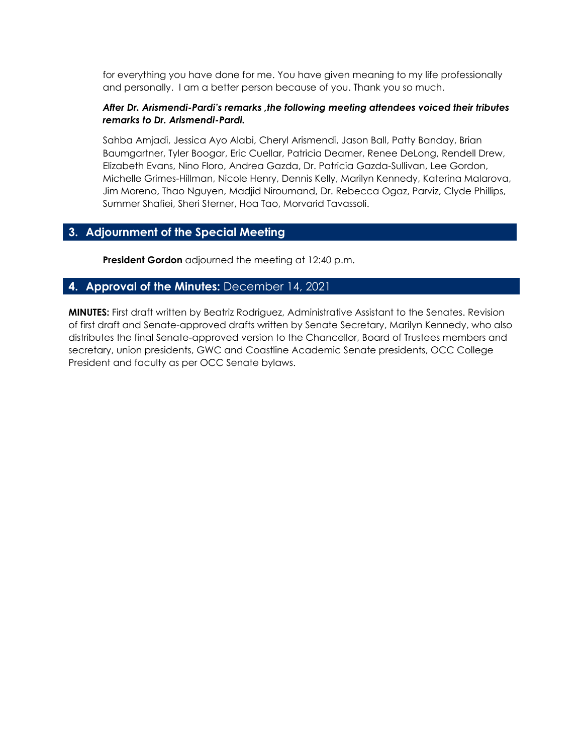for everything you have done for me. You have given meaning to my life professionally and personally. I am a better person because of you. Thank you so much.

***After Dr. Arismendi-Pardi's remarks ,the following meeting attendees voiced their tributes remarks to Dr. Arismendi-Pardi.***

Sahba Amjadi, Jessica Ayo Alabi, Cheryl Arismendi, Jason Ball, Patty Banday, Brian Baumgartner, Tyler Boogar, Eric Cuellar, Patricia Deamer, Renee DeLong, Rendell Drew, Elizabeth Evans, Nino Floro, Andrea Gazda, Dr. Patricia Gazda-Sullivan, Lee Gordon, Michelle Grimes-Hillman, Nicole Henry, Dennis Kelly, Marilyn Kennedy, Katerina Malarova, Jim Moreno, Thao Nguyen, Madjid Niroumand, Dr. Rebecca Ogaz, Parviz, Clyde Phillips, Summer Shafiei, Sheri Sterner, Hoa Tao, Morvarid Tavassoli.

## 3. Adjournment of the Special Meeting

**President Gordon** adjourned the meeting at 12:40 p.m.

## 4. Approval of the Minutes: December 14, 2021

**MINUTES:** First draft written by Beatriz Rodriguez, Administrative Assistant to the Senates. Revision of first draft and Senate-approved drafts written by Senate Secretary, Marilyn Kennedy, who also distributes the final Senate-approved version to the Chancellor, Board of Trustees members and secretary, union presidents, GWC and Coastline Academic Senate presidents, OCC College President and faculty as per OCC Senate bylaws.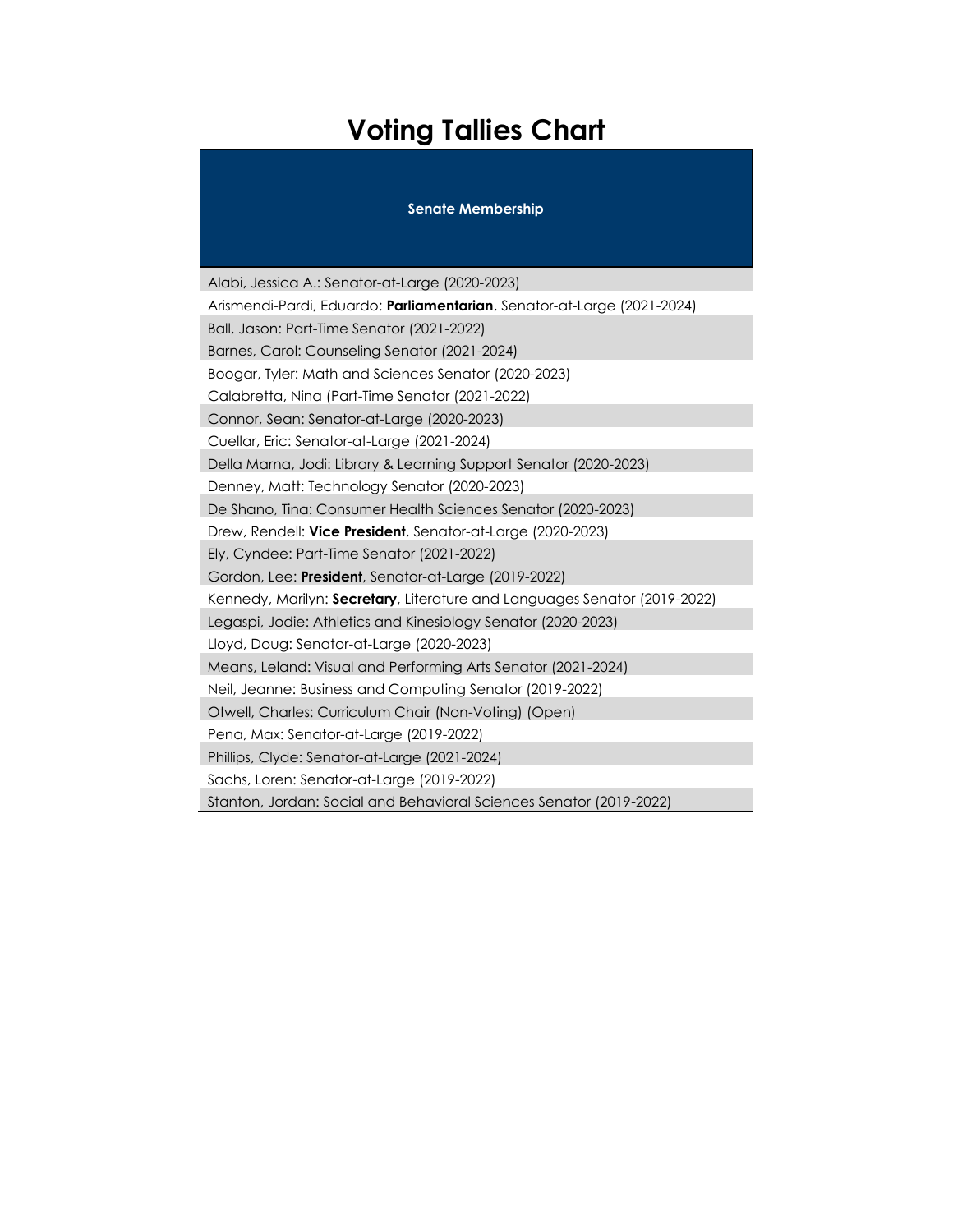# Voting Tallies Chart

| Senate Membership |
|---|
| Alabi, Jessica A.: Senator-at-Large (2020-2023) |
| Arismendi-Pardi, Eduardo: **Parliamentarian**, Senator-at-Large (2021-2024) |
| Ball, Jason: Part-Time Senator (2021-2022) |
| Barnes, Carol: Counseling Senator (2021-2024) |
| Boogar, Tyler: Math and Sciences Senator (2020-2023) |
| Calabretta, Nina (Part-Time Senator (2021-2022) |
| Connor, Sean: Senator-at-Large (2020-2023) |
| Cuellar, Eric: Senator-at-Large (2021-2024) |
| Della Marna, Jodi: Library & Learning Support Senator (2020-2023) |
| Denney, Matt: Technology Senator (2020-2023) |
| De Shano, Tina: Consumer Health Sciences Senator (2020-2023) |
| Drew, Rendell: **Vice President**, Senator-at-Large (2020-2023) |
| Ely, Cyndee: Part-Time Senator (2021-2022) |
| Gordon, Lee: **President**, Senator-at-Large (2019-2022) |
| Kennedy, Marilyn: **Secretary**, Literature and Languages Senator (2019-2022) |
| Legaspi, Jodie: Athletics and Kinesiology Senator (2020-2023) |
| Lloyd, Doug: Senator-at-Large (2020-2023) |
| Means, Leland: Visual and Performing Arts Senator (2021-2024) |
| Neil, Jeanne: Business and Computing Senator (2019-2022) |
| Otwell, Charles: Curriculum Chair (Non-Voting) (Open) |
| Pena, Max: Senator-at-Large (2019-2022) |
| Phillips, Clyde: Senator-at-Large (2021-2024) |
| Sachs, Loren: Senator-at-Large (2019-2022) |
| Stanton, Jordan: Social and Behavioral Sciences Senator (2019-2022) |